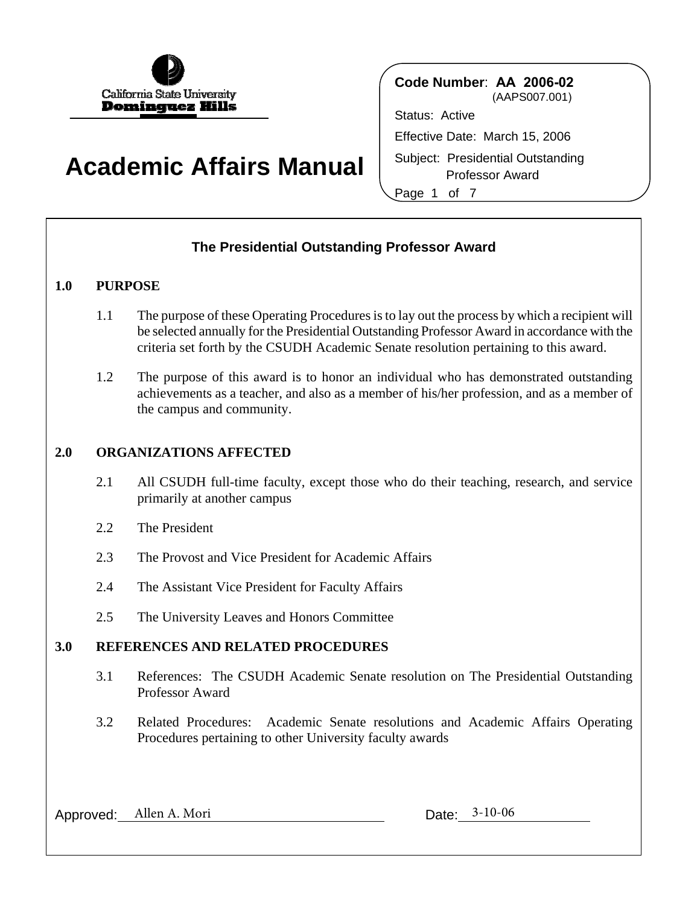California State University
Dominguez Hills

# Academic Affairs Manual

**Code Number**: **AA 2006-02**
(AAPS007.001)

Status: Active

Effective Date: March 15, 2006

Subject: Presidential Outstanding Professor Award

## The Presidential Outstanding Professor Award

### 1.0 PURPOSE

1.1 The purpose of these Operating Procedures is to lay out the process by which a recipient will be selected annually for the Presidential Outstanding Professor Award in accordance with the criteria set forth by the CSUDH Academic Senate resolution pertaining to this award.

1.2 The purpose of this award is to honor an individual who has demonstrated outstanding achievements as a teacher, and also as a member of his/her profession, and as a member of the campus and community.

### 2.0 ORGANIZATIONS AFFECTED

2.1 All CSUDH full-time faculty, except those who do their teaching, research, and service primarily at another campus

2.2 The President

2.3 The Provost and Vice President for Academic Affairs

2.4 The Assistant Vice President for Faculty Affairs

2.5 The University Leaves and Honors Committee

### 3.0 REFERENCES AND RELATED PROCEDURES

3.1 References: The CSUDH Academic Senate resolution on The Presidential Outstanding Professor Award

3.2 Related Procedures: Academic Senate resolutions and Academic Affairs Operating Procedures pertaining to other University faculty awards

Approved: Allen A. Mori    Date: 3-10-06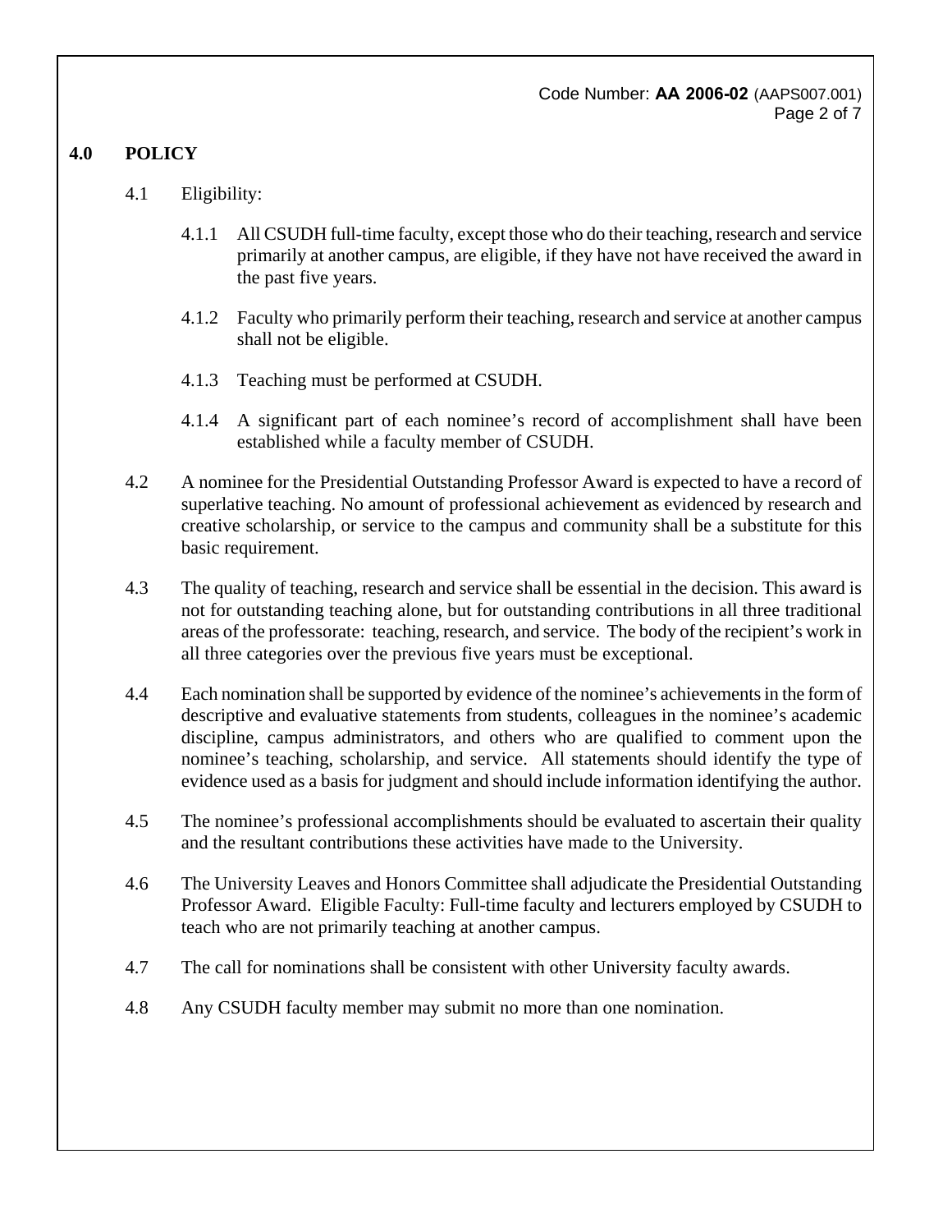## 4.0 POLICY

4.1 Eligibility:

4.1.1 All CSUDH full-time faculty, except those who do their teaching, research and service primarily at another campus, are eligible, if they have not have received the award in the past five years.

4.1.2 Faculty who primarily perform their teaching, research and service at another campus shall not be eligible.

4.1.3 Teaching must be performed at CSUDH.

4.1.4 A significant part of each nominee's record of accomplishment shall have been established while a faculty member of CSUDH.

4.2 A nominee for the Presidential Outstanding Professor Award is expected to have a record of superlative teaching. No amount of professional achievement as evidenced by research and creative scholarship, or service to the campus and community shall be a substitute for this basic requirement.

4.3 The quality of teaching, research and service shall be essential in the decision. This award is not for outstanding teaching alone, but for outstanding contributions in all three traditional areas of the professorate: teaching, research, and service. The body of the recipient's work in all three categories over the previous five years must be exceptional.

4.4 Each nomination shall be supported by evidence of the nominee's achievements in the form of descriptive and evaluative statements from students, colleagues in the nominee's academic discipline, campus administrators, and others who are qualified to comment upon the nominee's teaching, scholarship, and service. All statements should identify the type of evidence used as a basis for judgment and should include information identifying the author.

4.5 The nominee's professional accomplishments should be evaluated to ascertain their quality and the resultant contributions these activities have made to the University.

4.6 The University Leaves and Honors Committee shall adjudicate the Presidential Outstanding Professor Award. Eligible Faculty: Full-time faculty and lecturers employed by CSUDH to teach who are not primarily teaching at another campus.

4.7 The call for nominations shall be consistent with other University faculty awards.

4.8 Any CSUDH faculty member may submit no more than one nomination.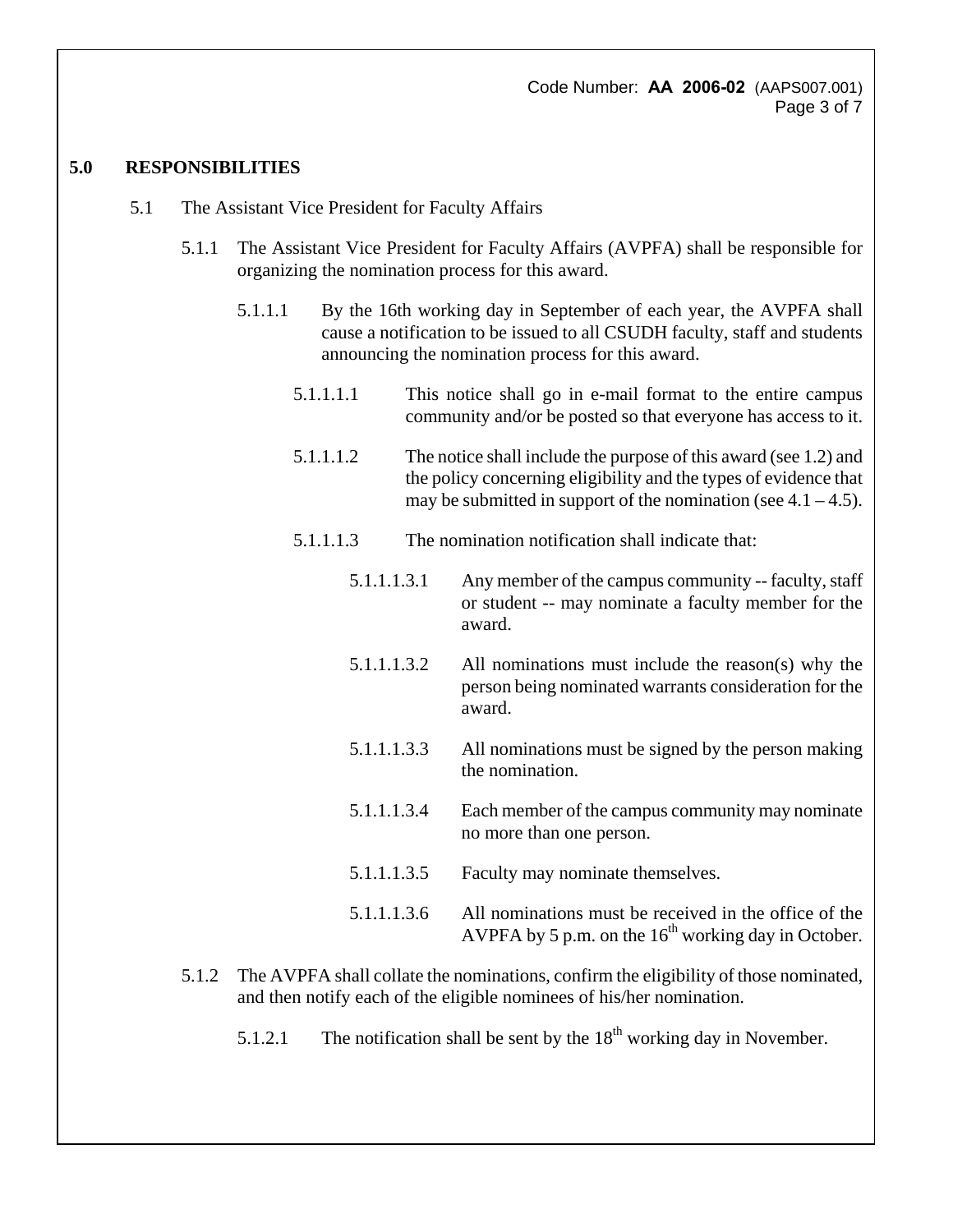## 5.0 RESPONSIBILITIES

5.1 The Assistant Vice President for Faculty Affairs

5.1.1 The Assistant Vice President for Faculty Affairs (AVPFA) shall be responsible for organizing the nomination process for this award.

5.1.1.1 By the 16th working day in September of each year, the AVPFA shall cause a notification to be issued to all CSUDH faculty, staff and students announcing the nomination process for this award.

5.1.1.1.1 This notice shall go in e-mail format to the entire campus community and/or be posted so that everyone has access to it.

5.1.1.1.2 The notice shall include the purpose of this award (see 1.2) and the policy concerning eligibility and the types of evidence that may be submitted in support of the nomination (see 4.1 – 4.5).

5.1.1.1.3 The nomination notification shall indicate that:

5.1.1.1.3.1 Any member of the campus community -- faculty, staff or student -- may nominate a faculty member for the award.

5.1.1.1.3.2 All nominations must include the reason(s) why the person being nominated warrants consideration for the award.

5.1.1.1.3.3 All nominations must be signed by the person making the nomination.

5.1.1.1.3.4 Each member of the campus community may nominate no more than one person.

5.1.1.1.3.5 Faculty may nominate themselves.

5.1.1.1.3.6 All nominations must be received in the office of the AVPFA by 5 p.m. on the 16th working day in October.

5.1.2 The AVPFA shall collate the nominations, confirm the eligibility of those nominated, and then notify each of the eligible nominees of his/her nomination.

5.1.2.1 The notification shall be sent by the 18th working day in November.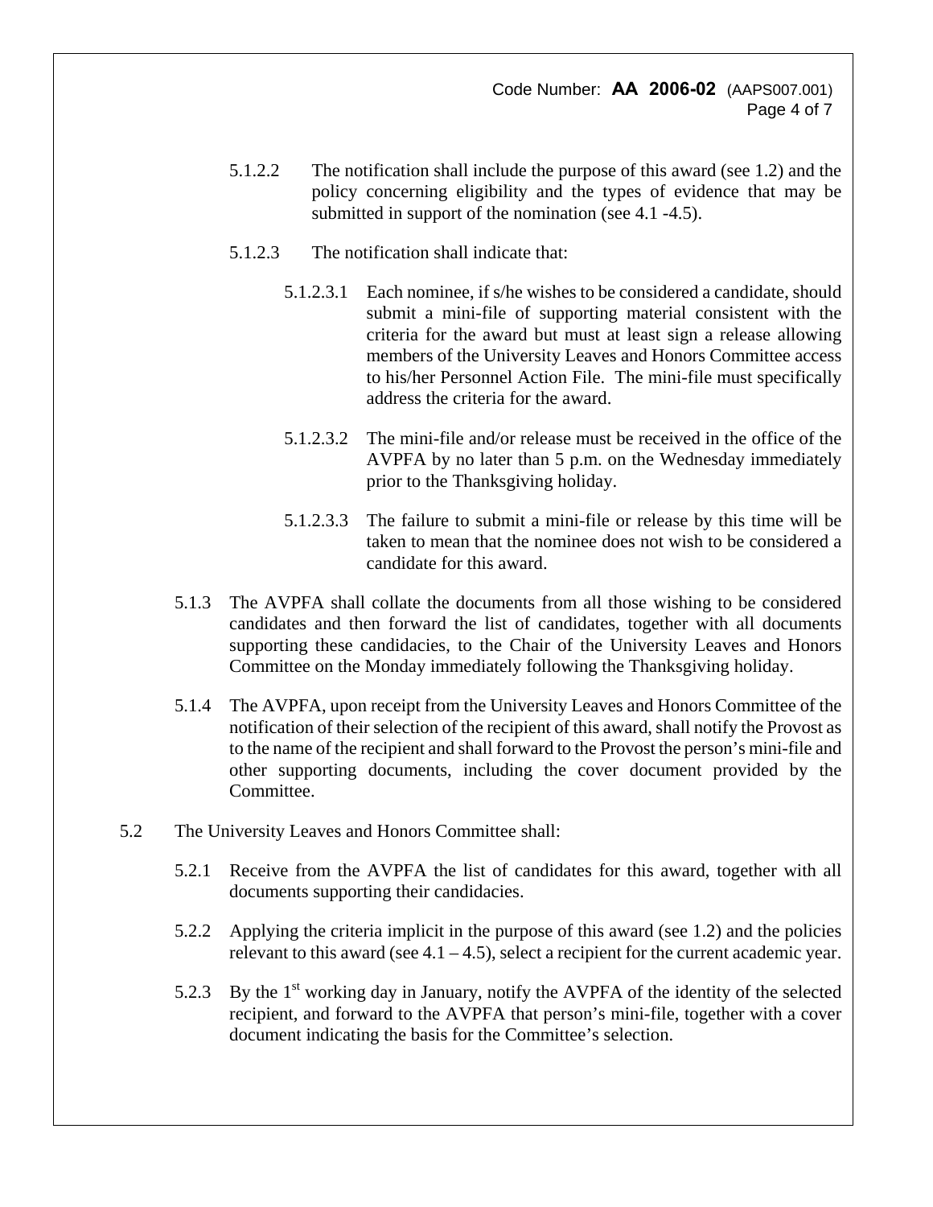5.1.2.2 The notification shall include the purpose of this award (see 1.2) and the policy concerning eligibility and the types of evidence that may be submitted in support of the nomination (see 4.1 -4.5).

5.1.2.3 The notification shall indicate that:

5.1.2.3.1 Each nominee, if s/he wishes to be considered a candidate, should submit a mini-file of supporting material consistent with the criteria for the award but must at least sign a release allowing members of the University Leaves and Honors Committee access to his/her Personnel Action File. The mini-file must specifically address the criteria for the award.

5.1.2.3.2 The mini-file and/or release must be received in the office of the AVPFA by no later than 5 p.m. on the Wednesday immediately prior to the Thanksgiving holiday.

5.1.2.3.3 The failure to submit a mini-file or release by this time will be taken to mean that the nominee does not wish to be considered a candidate for this award.

5.1.3 The AVPFA shall collate the documents from all those wishing to be considered candidates and then forward the list of candidates, together with all documents supporting these candidacies, to the Chair of the University Leaves and Honors Committee on the Monday immediately following the Thanksgiving holiday.

5.1.4 The AVPFA, upon receipt from the University Leaves and Honors Committee of the notification of their selection of the recipient of this award, shall notify the Provost as to the name of the recipient and shall forward to the Provost the person's mini-file and other supporting documents, including the cover document provided by the Committee.

5.2 The University Leaves and Honors Committee shall:

5.2.1 Receive from the AVPFA the list of candidates for this award, together with all documents supporting their candidacies.

5.2.2 Applying the criteria implicit in the purpose of this award (see 1.2) and the policies relevant to this award (see 4.1 – 4.5), select a recipient for the current academic year.

5.2.3 By the 1st working day in January, notify the AVPFA of the identity of the selected recipient, and forward to the AVPFA that person's mini-file, together with a cover document indicating the basis for the Committee's selection.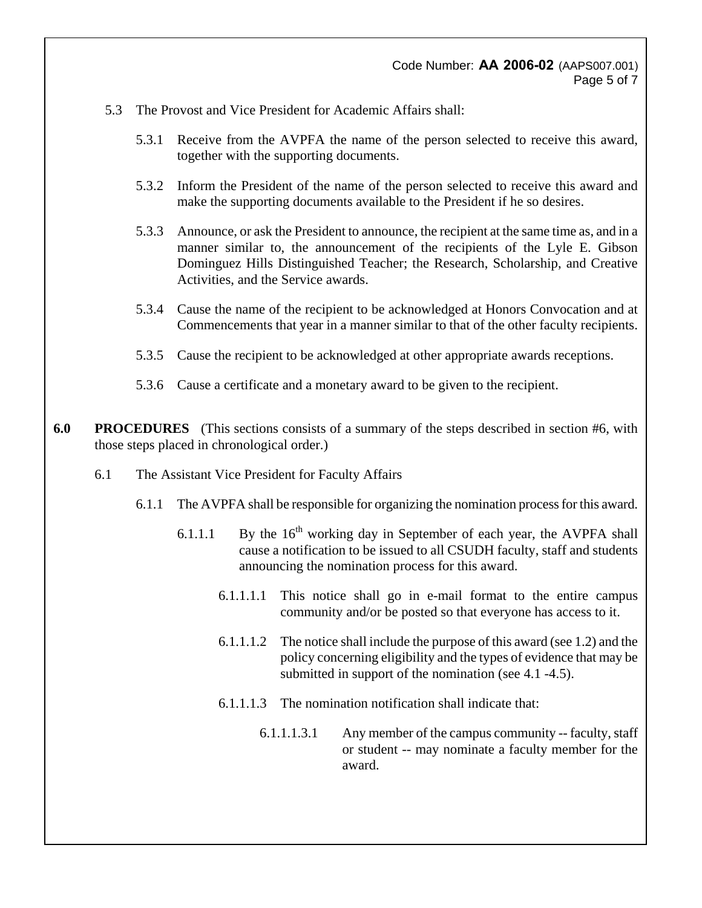5.3 The Provost and Vice President for Academic Affairs shall:

5.3.1 Receive from the AVPFA the name of the person selected to receive this award, together with the supporting documents.

5.3.2 Inform the President of the name of the person selected to receive this award and make the supporting documents available to the President if he so desires.

5.3.3 Announce, or ask the President to announce, the recipient at the same time as, and in a manner similar to, the announcement of the recipients of the Lyle E. Gibson Dominguez Hills Distinguished Teacher; the Research, Scholarship, and Creative Activities, and the Service awards.

5.3.4 Cause the name of the recipient to be acknowledged at Honors Convocation and at Commencements that year in a manner similar to that of the other faculty recipients.

5.3.5 Cause the recipient to be acknowledged at other appropriate awards receptions.

5.3.6 Cause a certificate and a monetary award to be given to the recipient.

## 6.0 PROCEDURES

(This sections consists of a summary of the steps described in section #6, with those steps placed in chronological order.)

6.1 The Assistant Vice President for Faculty Affairs

6.1.1 The AVPFA shall be responsible for organizing the nomination process for this award.

6.1.1.1 By the 16th working day in September of each year, the AVPFA shall cause a notification to be issued to all CSUDH faculty, staff and students announcing the nomination process for this award.

6.1.1.1.1 This notice shall go in e-mail format to the entire campus community and/or be posted so that everyone has access to it.

6.1.1.1.2 The notice shall include the purpose of this award (see 1.2) and the policy concerning eligibility and the types of evidence that may be submitted in support of the nomination (see 4.1 -4.5).

6.1.1.1.3 The nomination notification shall indicate that:

6.1.1.1.3.1 Any member of the campus community -- faculty, staff or student -- may nominate a faculty member for the award.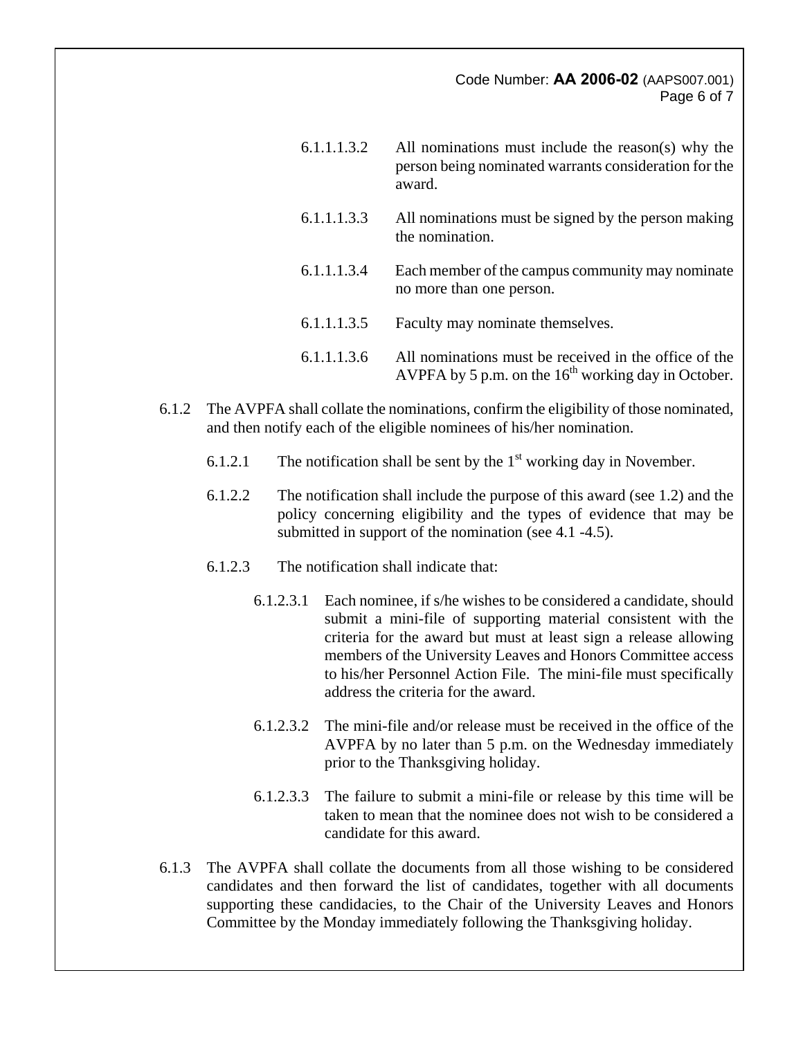6.1.1.1.3.2 All nominations must include the reason(s) why the person being nominated warrants consideration for the award.

6.1.1.1.3.3 All nominations must be signed by the person making the nomination.

6.1.1.1.3.4 Each member of the campus community may nominate no more than one person.

6.1.1.1.3.5 Faculty may nominate themselves.

6.1.1.1.3.6 All nominations must be received in the office of the AVPFA by 5 p.m. on the 16th working day in October.

6.1.2 The AVPFA shall collate the nominations, confirm the eligibility of those nominated, and then notify each of the eligible nominees of his/her nomination.

6.1.2.1 The notification shall be sent by the 1st working day in November.

6.1.2.2 The notification shall include the purpose of this award (see 1.2) and the policy concerning eligibility and the types of evidence that may be submitted in support of the nomination (see 4.1 -4.5).

6.1.2.3 The notification shall indicate that:

6.1.2.3.1 Each nominee, if s/he wishes to be considered a candidate, should submit a mini-file of supporting material consistent with the criteria for the award but must at least sign a release allowing members of the University Leaves and Honors Committee access to his/her Personnel Action File. The mini-file must specifically address the criteria for the award.

6.1.2.3.2 The mini-file and/or release must be received in the office of the AVPFA by no later than 5 p.m. on the Wednesday immediately prior to the Thanksgiving holiday.

6.1.2.3.3 The failure to submit a mini-file or release by this time will be taken to mean that the nominee does not wish to be considered a candidate for this award.

6.1.3 The AVPFA shall collate the documents from all those wishing to be considered candidates and then forward the list of candidates, together with all documents supporting these candidacies, to the Chair of the University Leaves and Honors Committee by the Monday immediately following the Thanksgiving holiday.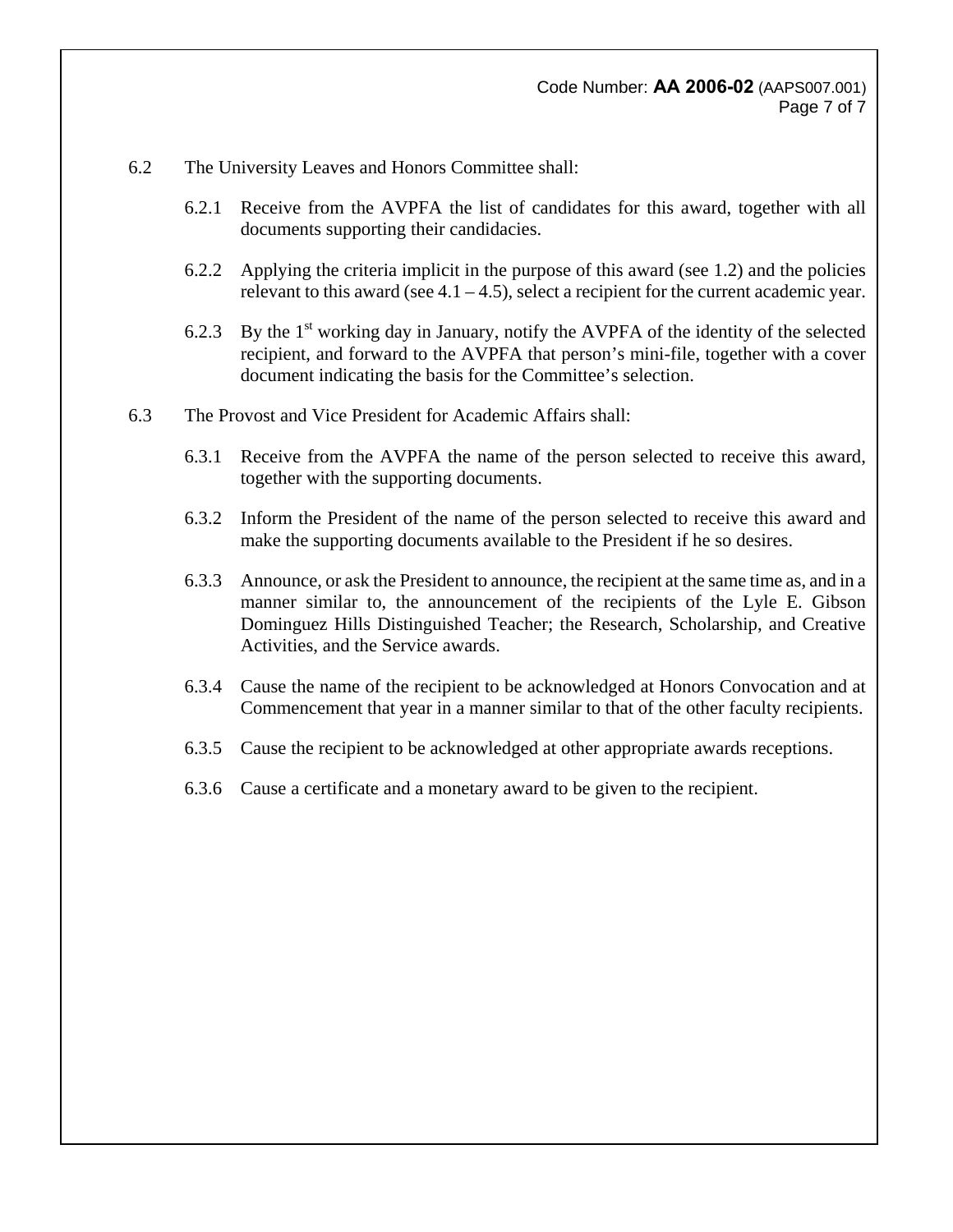6.2 The University Leaves and Honors Committee shall:

- 6.2.1 Receive from the AVPFA the list of candidates for this award, together with all documents supporting their candidacies.
- 6.2.2 Applying the criteria implicit in the purpose of this award (see 1.2) and the policies relevant to this award (see 4.1 – 4.5), select a recipient for the current academic year.
- 6.2.3 By the 1st working day in January, notify the AVPFA of the identity of the selected recipient, and forward to the AVPFA that person's mini-file, together with a cover document indicating the basis for the Committee's selection.

6.3 The Provost and Vice President for Academic Affairs shall:

- 6.3.1 Receive from the AVPFA the name of the person selected to receive this award, together with the supporting documents.
- 6.3.2 Inform the President of the name of the person selected to receive this award and make the supporting documents available to the President if he so desires.
- 6.3.3 Announce, or ask the President to announce, the recipient at the same time as, and in a manner similar to, the announcement of the recipients of the Lyle E. Gibson Dominguez Hills Distinguished Teacher; the Research, Scholarship, and Creative Activities, and the Service awards.
- 6.3.4 Cause the name of the recipient to be acknowledged at Honors Convocation and at Commencement that year in a manner similar to that of the other faculty recipients.
- 6.3.5 Cause the recipient to be acknowledged at other appropriate awards receptions.
- 6.3.6 Cause a certificate and a monetary award to be given to the recipient.